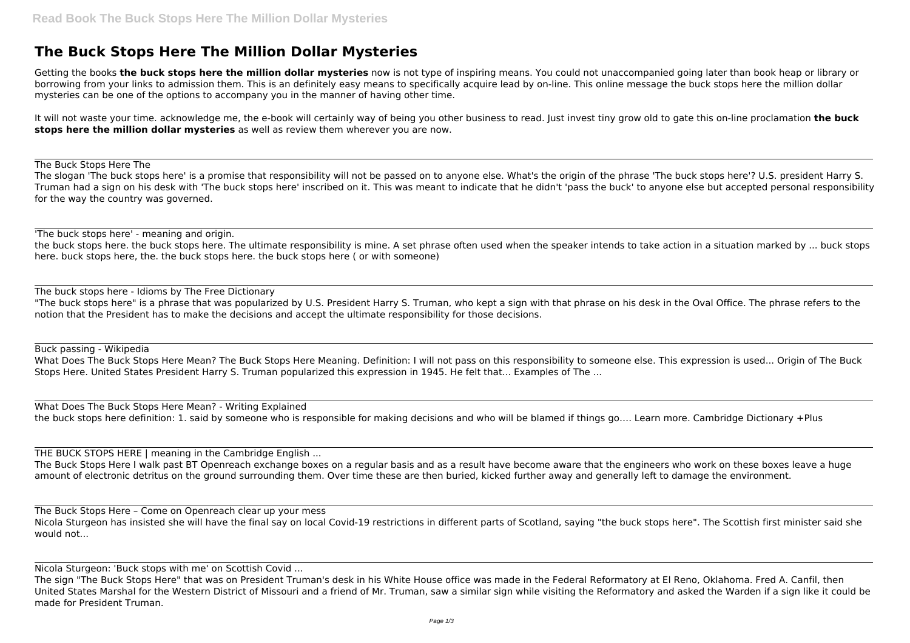# The Buck Stops Here The Million Dollar Mysteries

Getting the books **the buck stops here the million dollar mysteries** now is not type of inspiring means. You could not unaccompanied going later than book heap or library or borrowing from your links to admission them. This is an definitely easy means to specifically acquire lead by on-line. This online message the buck stops here the million dollar mysteries can be one of the options to accompany you in the manner of having other time.

It will not waste your time. acknowledge me, the e-book will certainly way of being you other business to read. Just invest tiny grow old to gate this on-line proclamation **the buck stops here the million dollar mysteries** as well as review them wherever you are now.

---

The Buck Stops Here The

The slogan 'The buck stops here' is a promise that responsibility will not be passed on to anyone else. What's the origin of the phrase 'The buck stops here'? U.S. president Harry S. Truman had a sign on his desk with 'The buck stops here' inscribed on it. This was meant to indicate that he didn't 'pass the buck' to anyone else but accepted personal responsibility for the way the country was governed.

---

'The buck stops here' - meaning and origin.

the buck stops here. the buck stops here. The ultimate responsibility is mine. A set phrase often used when the speaker intends to take action in a situation marked by ... buck stops here. buck stops here, the. the buck stops here. the buck stops here ( or with someone)

---

The buck stops here - Idioms by The Free Dictionary

"The buck stops here" is a phrase that was popularized by U.S. President Harry S. Truman, who kept a sign with that phrase on his desk in the Oval Office. The phrase refers to the notion that the President has to make the decisions and accept the ultimate responsibility for those decisions.

---

Buck passing - Wikipedia

What Does The Buck Stops Here Mean? The Buck Stops Here Meaning. Definition: I will not pass on this responsibility to someone else. This expression is used... Origin of The Buck Stops Here. United States President Harry S. Truman popularized this expression in 1945. He felt that... Examples of The ...

---

What Does The Buck Stops Here Mean? - Writing Explained

the buck stops here definition: 1. said by someone who is responsible for making decisions and who will be blamed if things go…. Learn more. Cambridge Dictionary +Plus

---

THE BUCK STOPS HERE | meaning in the Cambridge English ...

The Buck Stops Here I walk past BT Openreach exchange boxes on a regular basis and as a result have become aware that the engineers who work on these boxes leave a huge amount of electronic detritus on the ground surrounding them. Over time these are then buried, kicked further away and generally left to damage the environment.

---

The Buck Stops Here – Come on Openreach clear up your mess

Nicola Sturgeon has insisted she will have the final say on local Covid-19 restrictions in different parts of Scotland, saying "the buck stops here". The Scottish first minister said she would not...

---

Nicola Sturgeon: 'Buck stops with me' on Scottish Covid ...

The sign "The Buck Stops Here" that was on President Truman's desk in his White House office was made in the Federal Reformatory at El Reno, Oklahoma. Fred A. Canfil, then United States Marshal for the Western District of Missouri and a friend of Mr. Truman, saw a similar sign while visiting the Reformatory and asked the Warden if a sign like it could be made for President Truman.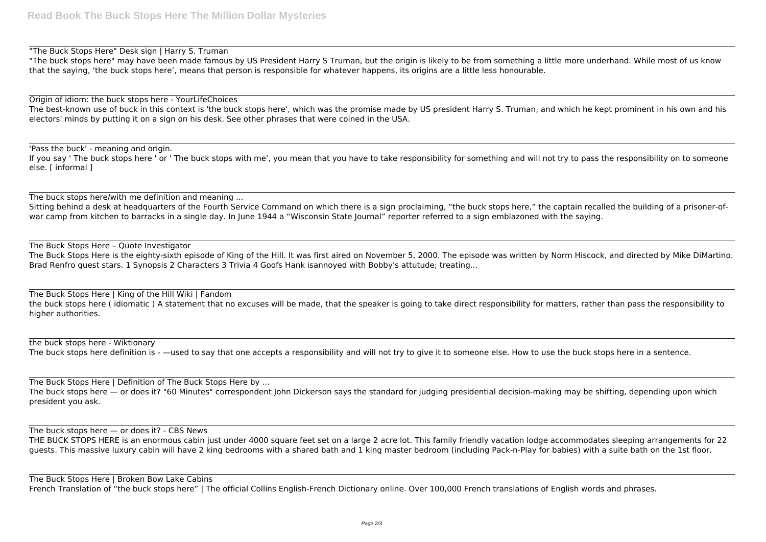"The Buck Stops Here" Desk sign | Harry S. Truman

"The buck stops here" may have been made famous by US President Harry S Truman, but the origin is likely to be from something a little more underhand. While most of us know that the saying, 'the buck stops here', means that person is responsible for whatever happens, its origins are a little less honourable.

Origin of idiom: the buck stops here - YourLifeChoices

The best-known use of buck in this context is 'the buck stops here', which was the promise made by US president Harry S. Truman, and which he kept prominent in his own and his electors' minds by putting it on a sign on his desk. See other phrases that were coined in the USA.

'Pass the buck' - meaning and origin.

If you say ' The buck stops here ' or ' The buck stops with me', you mean that you have to take responsibility for something and will not try to pass the responsibility on to someone else. [ informal ]

The buck stops here/with me definition and meaning ...

Sitting behind a desk at headquarters of the Fourth Service Command on which there is a sign proclaiming, "the buck stops here," the captain recalled the building of a prisoner-of-war camp from kitchen to barracks in a single day. In June 1944 a "Wisconsin State Journal" reporter referred to a sign emblazoned with the saying.

The Buck Stops Here – Quote Investigator

The Buck Stops Here is the eighty-sixth episode of King of the Hill. It was first aired on November 5, 2000. The episode was written by Norm Hiscock, and directed by Mike DiMartino. Brad Renfro guest stars. 1 Synopsis 2 Characters 3 Trivia 4 Goofs Hank isannoyed with Bobby's attutude; treating...

The Buck Stops Here | King of the Hill Wiki | Fandom

the buck stops here ( idiomatic ) A statement that no excuses will be made, that the speaker is going to take direct responsibility for matters, rather than pass the responsibility to higher authorities.

the buck stops here - Wiktionary

The buck stops here definition is - —used to say that one accepts a responsibility and will not try to give it to someone else. How to use the buck stops here in a sentence.

The Buck Stops Here | Definition of The Buck Stops Here by ...

The buck stops here — or does it? "60 Minutes" correspondent John Dickerson says the standard for judging presidential decision-making may be shifting, depending upon which president you ask.

The buck stops here — or does it? - CBS News

THE BUCK STOPS HERE is an enormous cabin just under 4000 square feet set on a large 2 acre lot. This family friendly vacation lodge accommodates sleeping arrangements for 22 guests. This massive luxury cabin will have 2 king bedrooms with a shared bath and 1 king master bedroom (including Pack-n-Play for babies) with a suite bath on the 1st floor.

The Buck Stops Here | Broken Bow Lake Cabins

French Translation of "the buck stops here" | The official Collins English-French Dictionary online. Over 100,000 French translations of English words and phrases.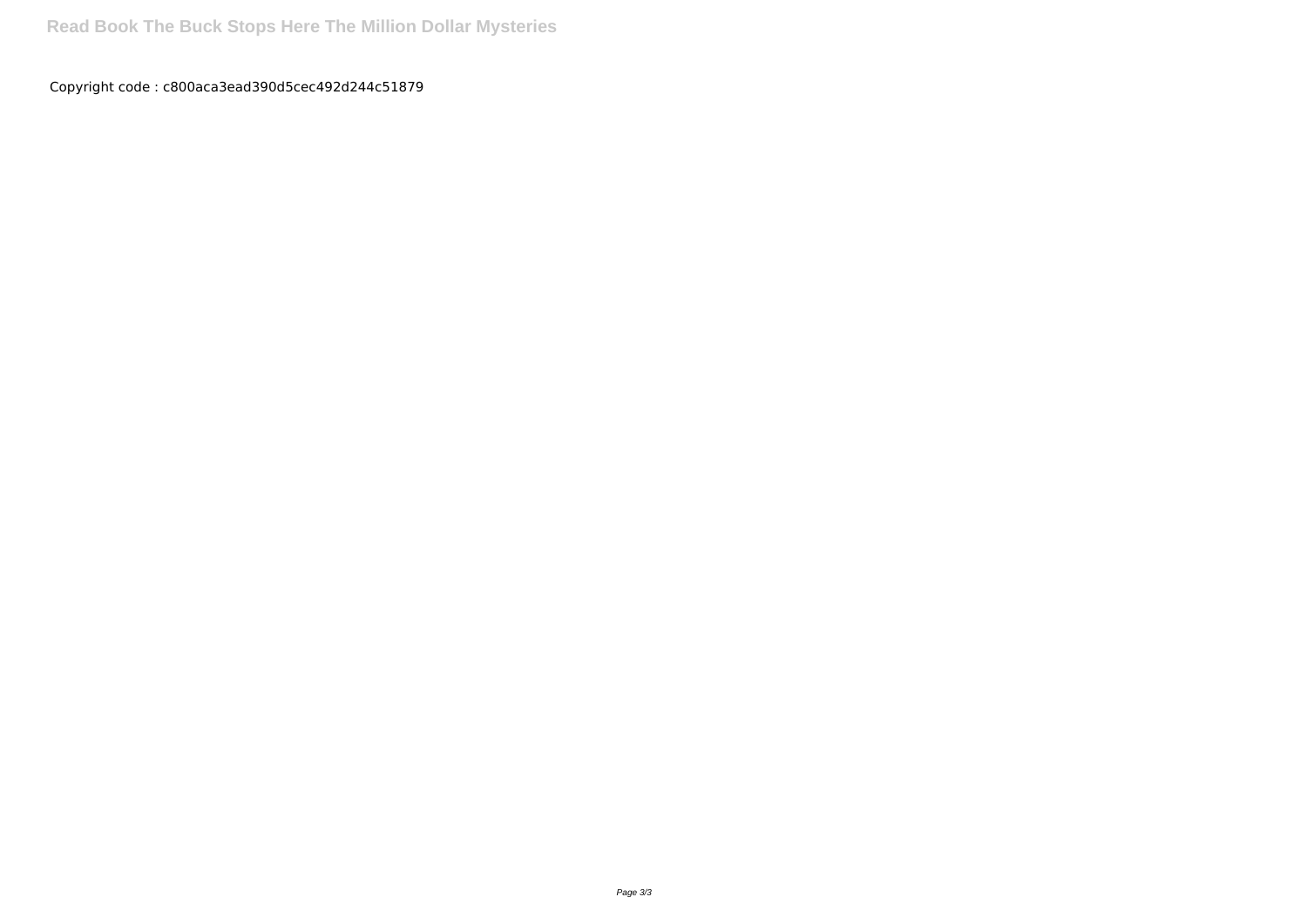Copyright code : c800aca3ead390d5cec492d244c51879